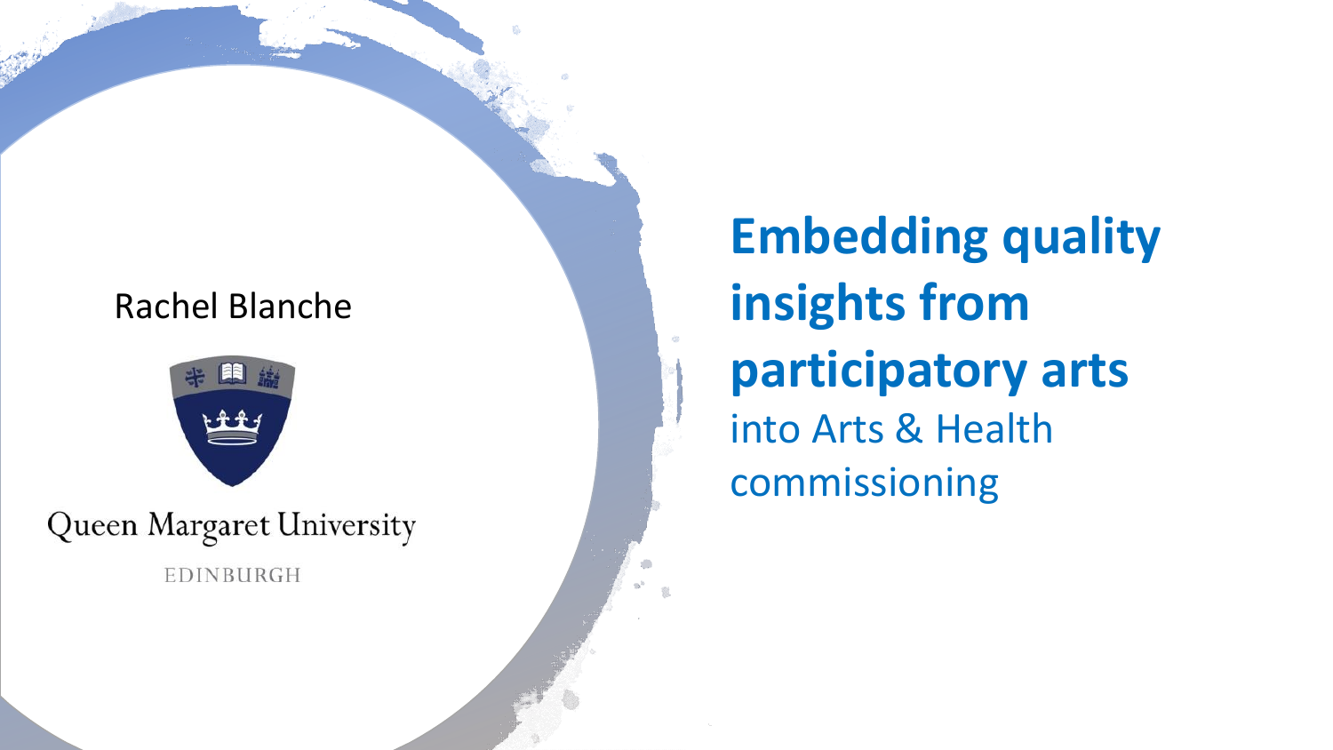# Embedding quality insights from participatory arts

## into Arts & Health commissioning

Rachel Blanche

Queen Margaret University

EDINBURGH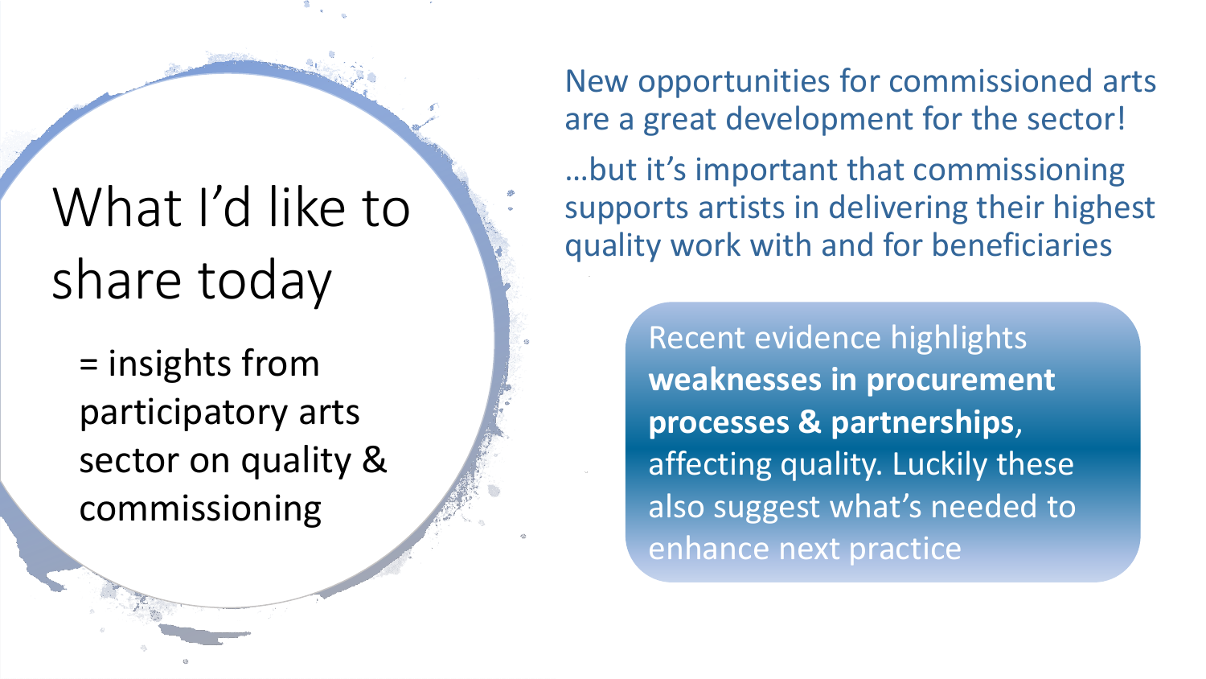# What I'd like to share today

= insights from participatory arts sector on quality & commissioning

New opportunities for commissioned arts are a great development for the sector!

…but it's important that commissioning supports artists in delivering their highest quality work with and for beneficiaries

Recent evidence highlights **weaknesses in procurement processes & partnerships**, affecting quality. Luckily these also suggest what's needed to enhance next practice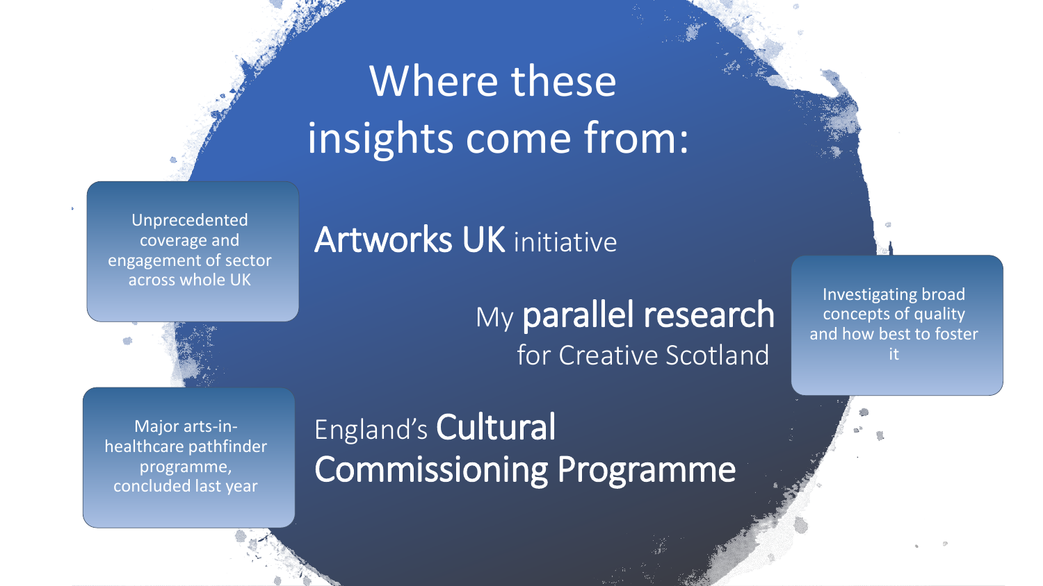# Where these insights come from:

**Artworks UK** initiative

Unprecedented coverage and engagement of sector across whole UK

My **parallel research** for Creative Scotland

Investigating broad concepts of quality and how best to foster it

England's **Cultural Commissioning Programme**

Major arts-in-healthcare pathfinder programme, concluded last year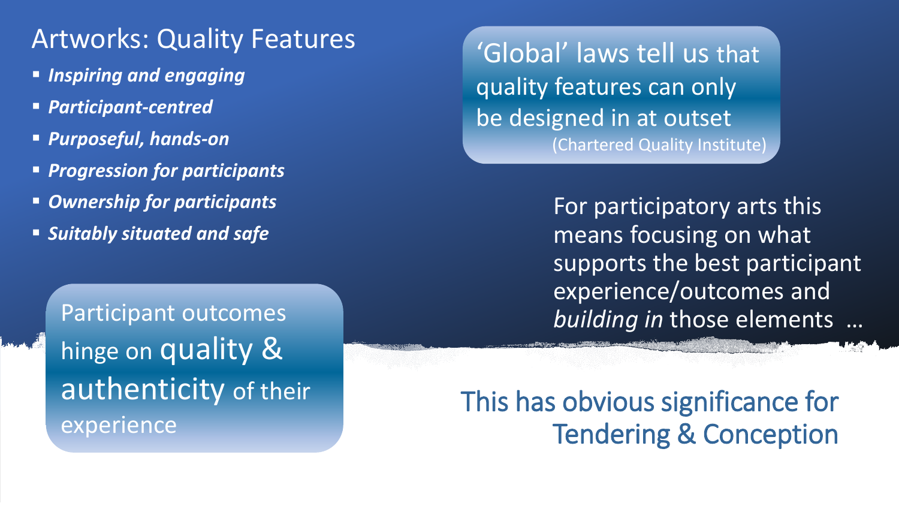## Artworks: Quality Features

- ***Inspiring and engaging***
- ***Participant-centred***
- ***Purposeful, hands-on***
- ***Progression for participants***
- ***Ownership for participants***
- ***Suitably situated and safe***

‘Global’ laws tell us that quality features can only be designed in at outset
(Chartered Quality Institute)

For participatory arts this means focusing on what supports the best participant experience/outcomes and *building in* those elements …

Participant outcomes hinge on quality & authenticity of their experience

This has obvious significance for Tendering & Conception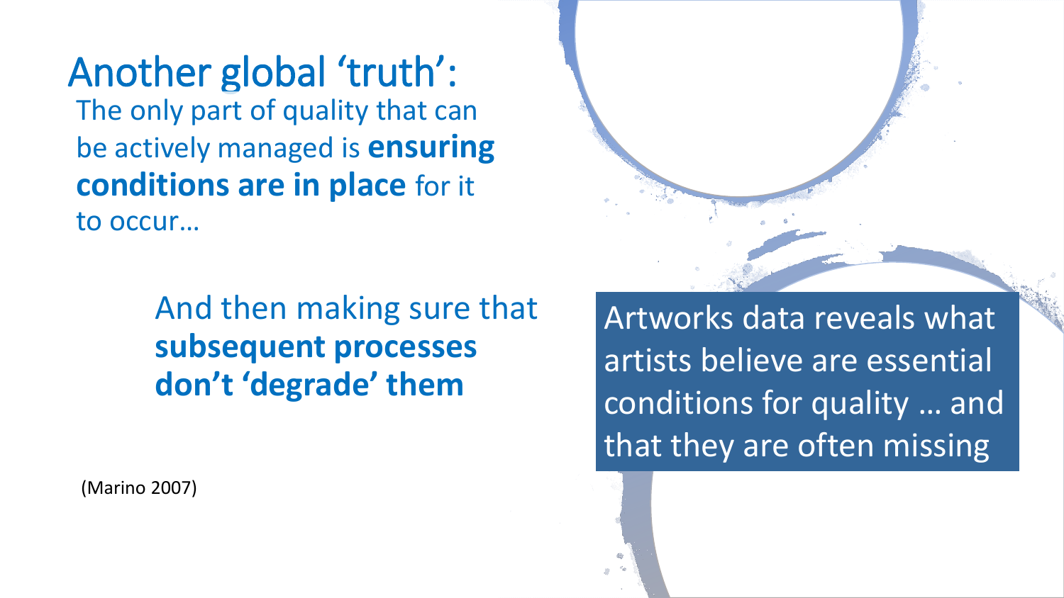# Another global ‘truth’:

The only part of quality that can be actively managed is **ensuring conditions are in place** for it to occur…

And then making sure that **subsequent processes don’t ‘degrade’ them**

(Marino 2007)

Artworks data reveals what artists believe are essential conditions for quality … and that they are often missing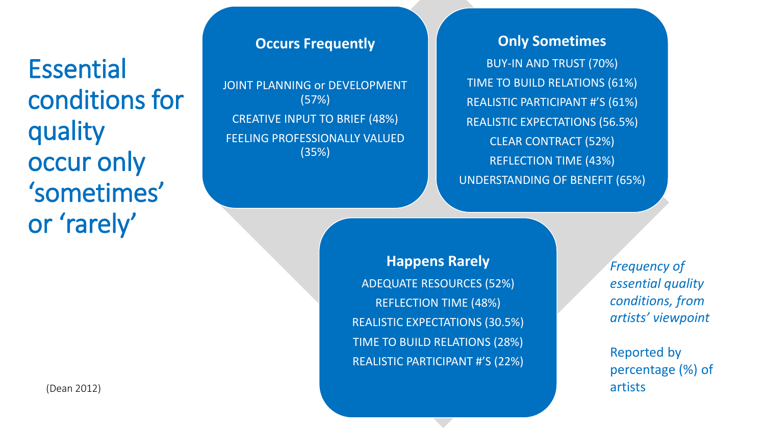# Essential conditions for quality occur only 'sometimes' or 'rarely'

### Occurs Frequently

JOINT PLANNING or DEVELOPMENT (57%)

CREATIVE INPUT TO BRIEF (48%)

FEELING PROFESSIONALLY VALUED (35%)

### Only Sometimes

BUY-IN AND TRUST (70%)

TIME TO BUILD RELATIONS (61%)

REALISTIC PARTICIPANT #'S (61%)

REALISTIC EXPECTATIONS (56.5%)

CLEAR CONTRACT (52%)

REFLECTION TIME (43%)

UNDERSTANDING OF BENEFIT (65%)

### Happens Rarely

ADEQUATE RESOURCES (52%)

REFLECTION TIME (48%)

REALISTIC EXPECTATIONS (30.5%)

TIME TO BUILD RELATIONS (28%)

REALISTIC PARTICIPANT #'S (22%)

*Frequency of essential quality conditions, from artists' viewpoint*

Reported by percentage (%) of artists

(Dean 2012)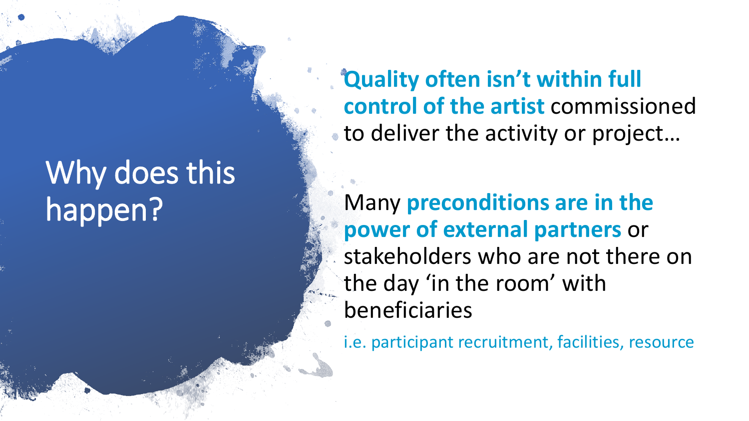# Why does this happen?

**Quality often isn't within full control of the artist** commissioned to deliver the activity or project…

Many **preconditions are in the power of external partners** or stakeholders who are not there on the day 'in the room' with beneficiaries

i.e. participant recruitment, facilities, resource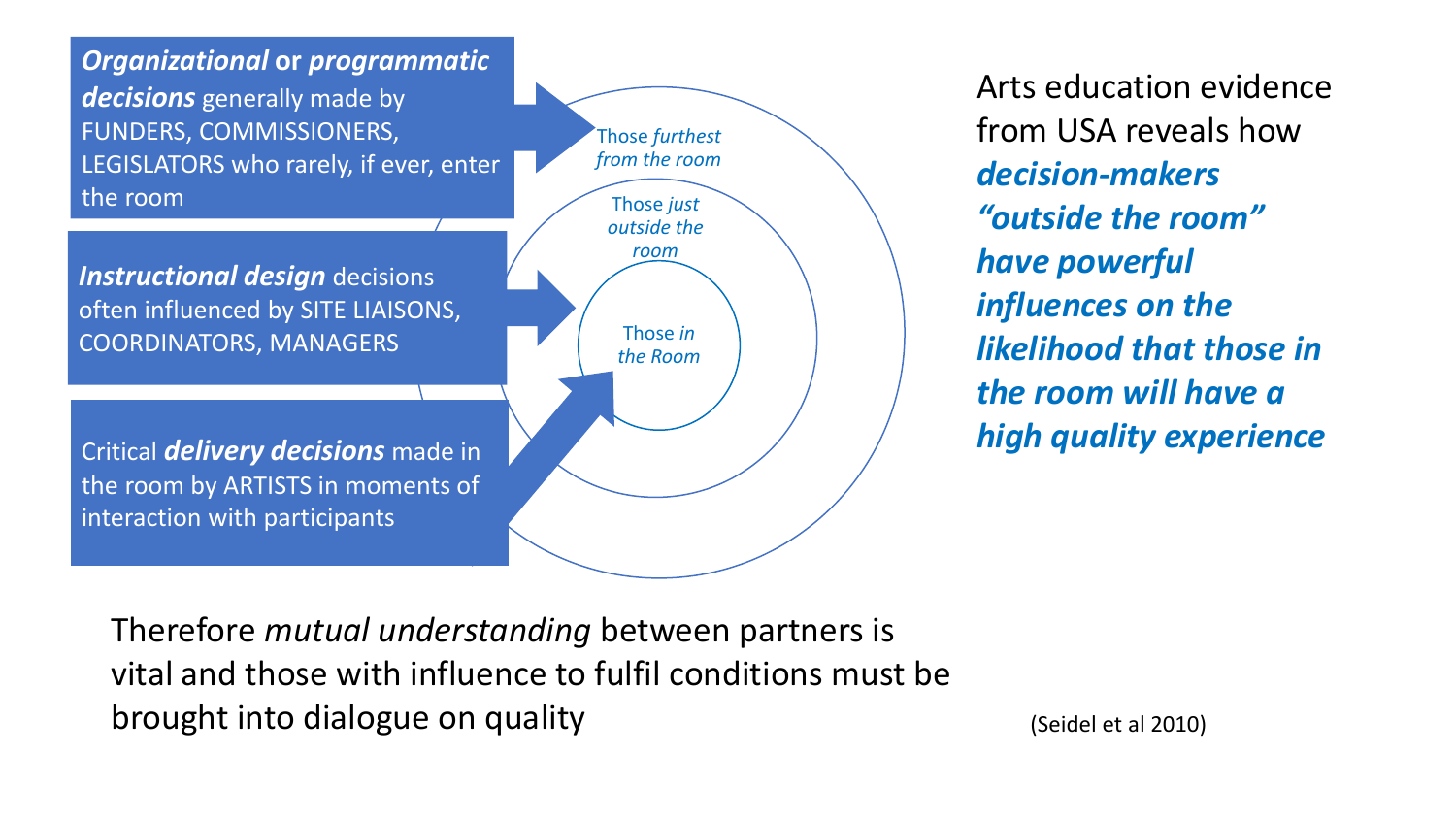***Organizational*** **or** ***programmatic decisions*** generally made by FUNDERS, COMMISSIONERS, LEGISLATORS who rarely, if ever, enter the room

***Instructional design*** decisions often influenced by SITE LIAISONS, COORDINATORS, MANAGERS

Critical ***delivery decisions*** made in the room by ARTISTS in moments of interaction with participants

Those *furthest from the room*

Those *just outside the room*

Those *in the Room*

Arts education evidence from USA reveals how ***decision-makers "outside the room" have powerful influences on the likelihood that those in the room will have a high quality experience***

Therefore *mutual understanding* between partners is vital and those with influence to fulfil conditions must be brought into dialogue on quality

(Seidel et al 2010)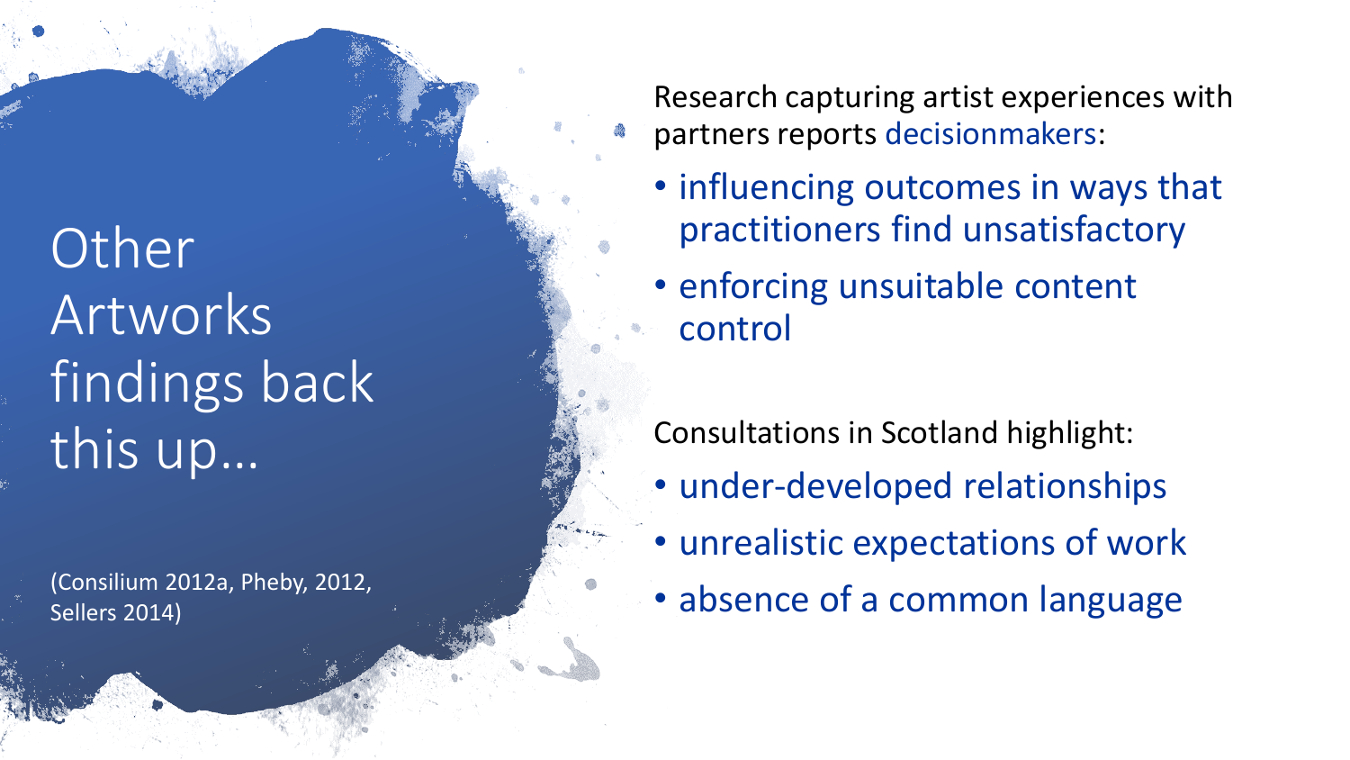# Other Artworks findings back this up…

(Consilium 2012a, Pheby, 2012, Sellers 2014)

Research capturing artist experiences with partners reports decisionmakers:

- influencing outcomes in ways that practitioners find unsatisfactory
- enforcing unsuitable content control

Consultations in Scotland highlight:

- under-developed relationships
- unrealistic expectations of work
- absence of a common language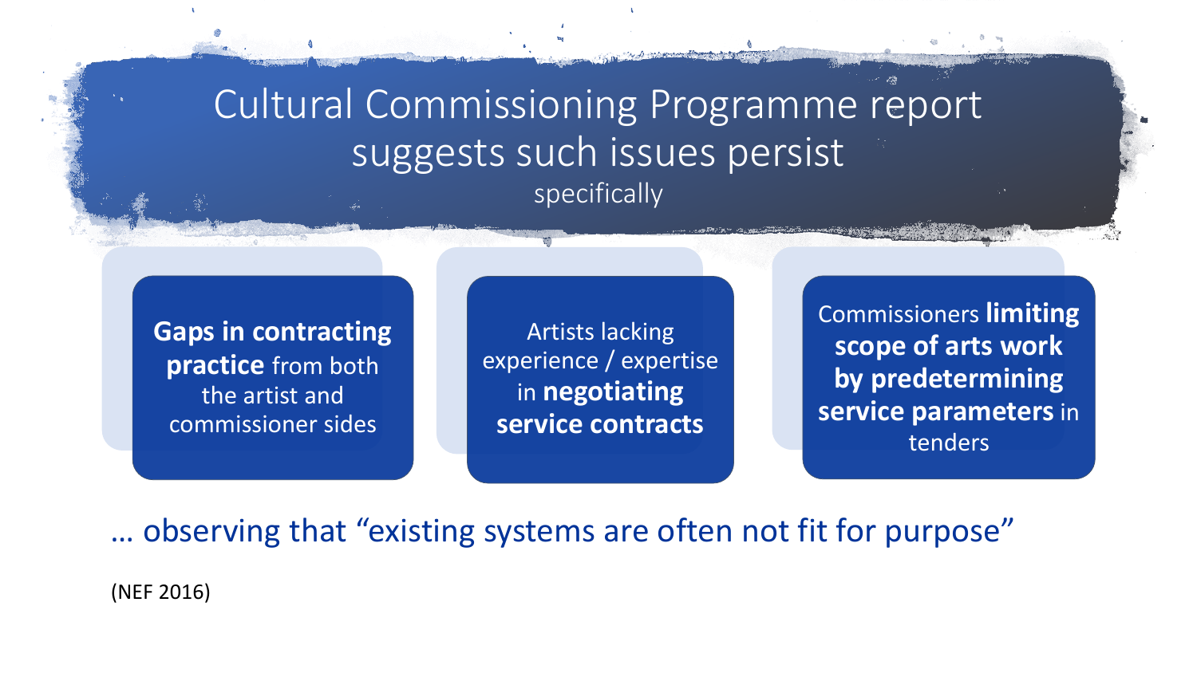# Cultural Commissioning Programme report suggests such issues persist

specifically

- **Gaps in contracting practice** from both the artist and commissioner sides
- Artists lacking experience / expertise in **negotiating service contracts**
- Commissioners **limiting scope of arts work by predetermining service parameters** in tenders

… observing that "existing systems are often not fit for purpose"

(NEF 2016)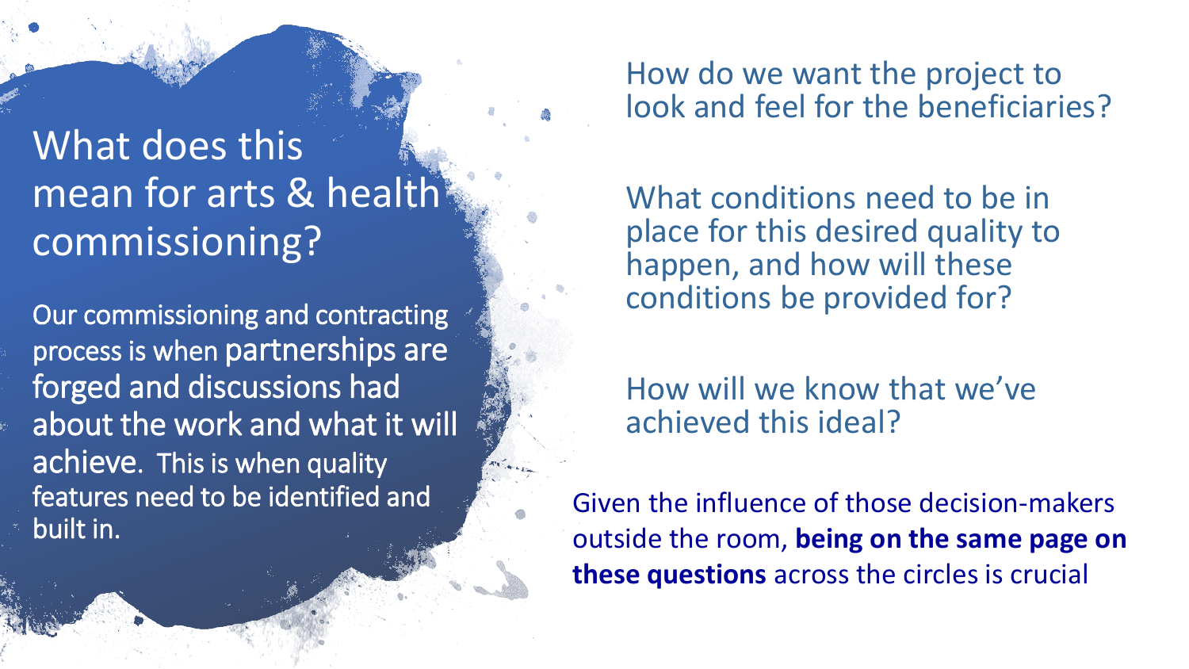# What does this mean for arts & health commissioning?

Our commissioning and contracting process is when partnerships are forged and discussions had about the work and what it will achieve. This is when quality features need to be identified and built in.

How do we want the project to look and feel for the beneficiaries?

What conditions need to be in place for this desired quality to happen, and how will these conditions be provided for?

How will we know that we've achieved this ideal?

Given the influence of those decision-makers outside the room, **being on the same page on these questions** across the circles is crucial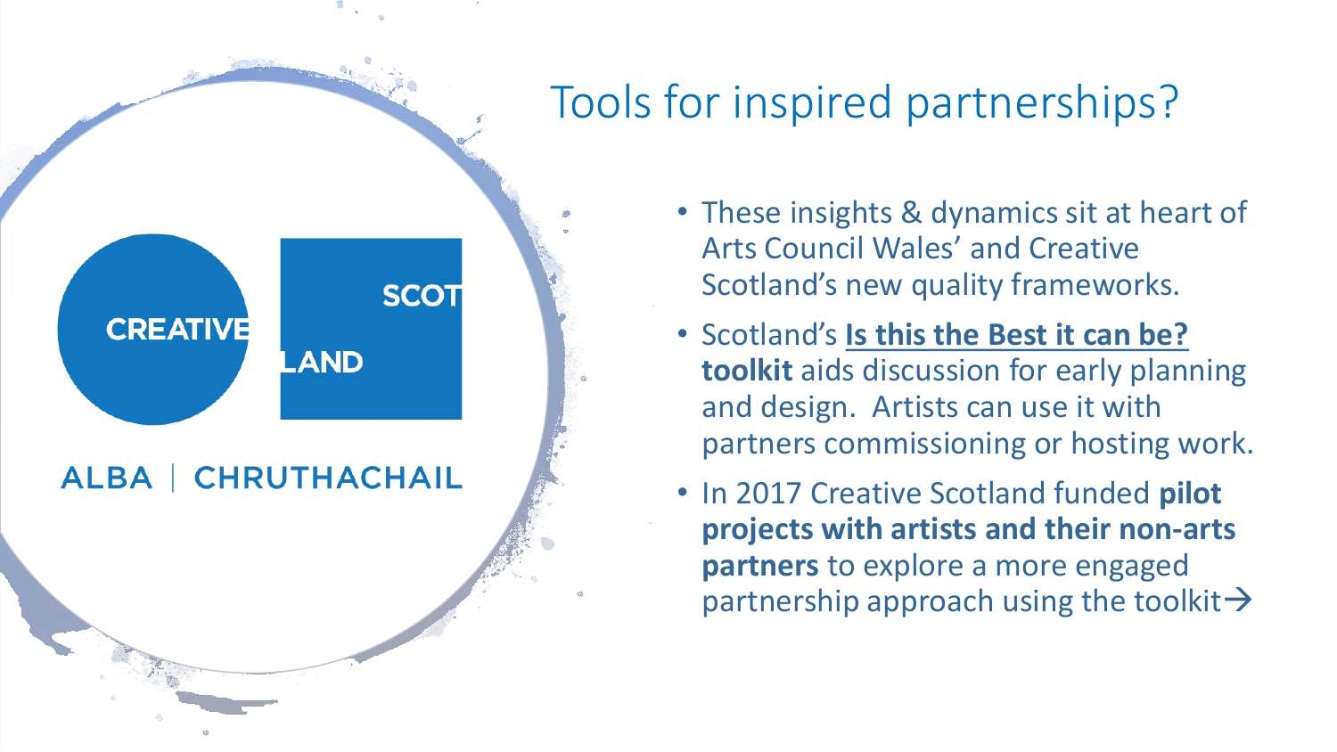CREATIVE SCOTLAND

ALBA | CHRUTHACHAIL

# Tools for inspired partnerships?

- These insights & dynamics sit at heart of Arts Council Wales' and Creative Scotland's new quality frameworks.
- Scotland's **Is this the Best it can be? toolkit** aids discussion for early planning and design. Artists can use it with partners commissioning or hosting work.
- In 2017 Creative Scotland funded **pilot projects with artists and their non-arts partners** to explore a more engaged partnership approach using the toolkit→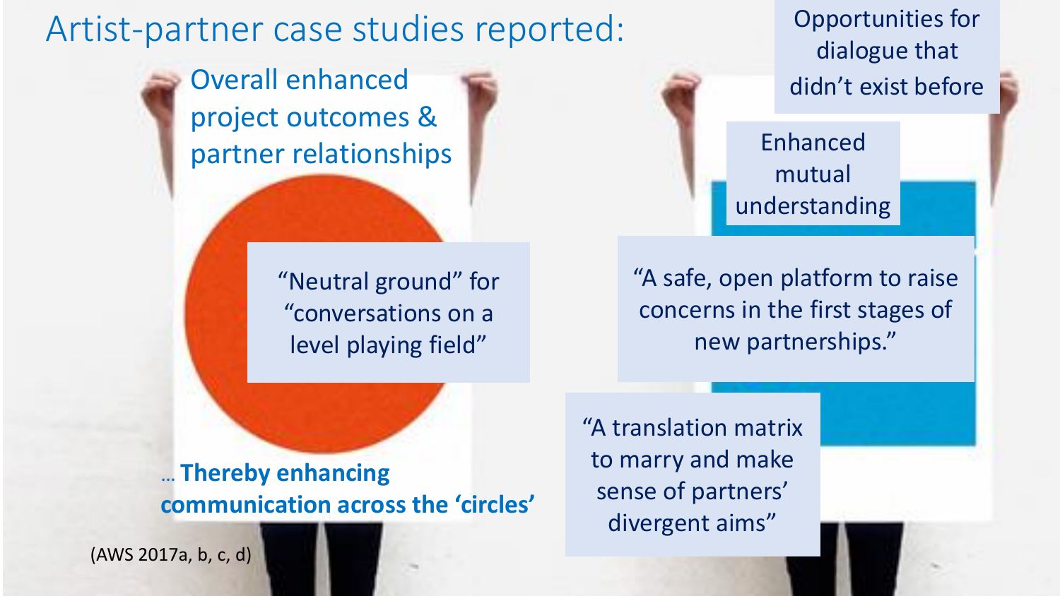# Artist-partner case studies reported:

Overall enhanced project outcomes & partner relationships

"Neutral ground" for "conversations on a level playing field"

… **Thereby enhancing communication across the 'circles'**

(AWS 2017a, b, c, d)

Opportunities for dialogue that didn't exist before

Enhanced mutual understanding

"A safe, open platform to raise concerns in the first stages of new partnerships."

"A translation matrix to marry and make sense of partners' divergent aims"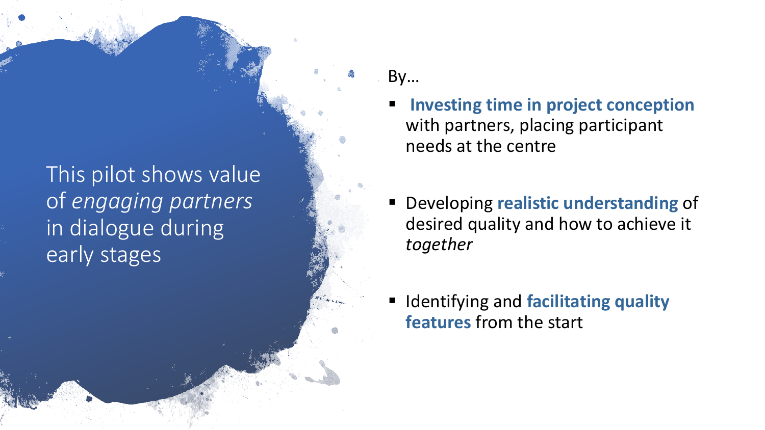# This pilot shows value of *engaging partners* in dialogue during early stages

By…

- **Investing time in project conception** with partners, placing participant needs at the centre
- Developing **realistic understanding** of desired quality and how to achieve it *together*
- Identifying and **facilitating quality features** from the start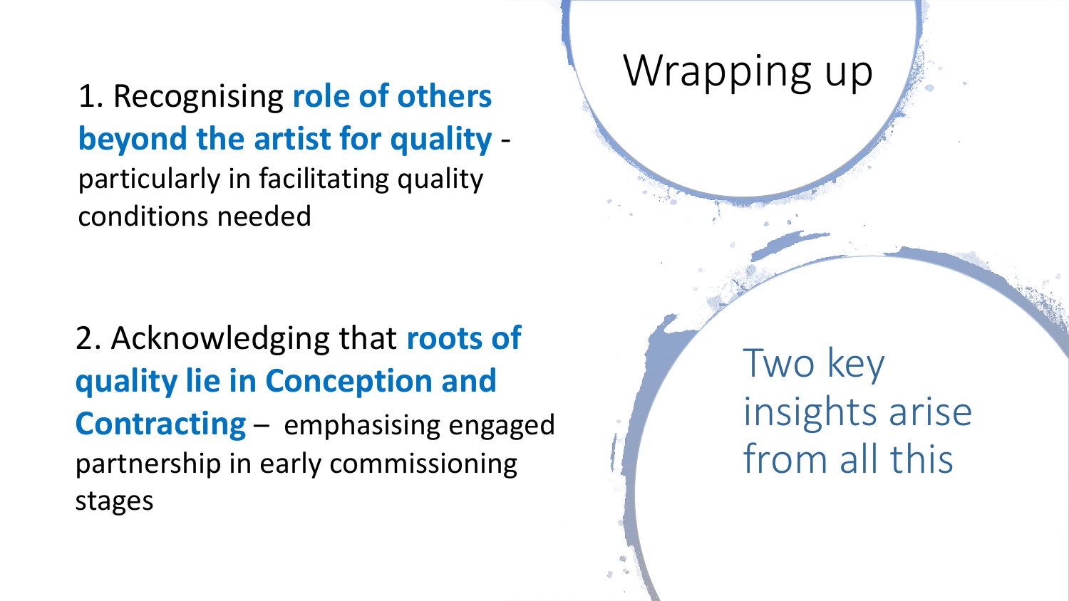# Wrapping up

Two key insights arise from all this

1. Recognising **role of others beyond the artist for quality** - particularly in facilitating quality conditions needed

2. Acknowledging that **roots of quality lie in Conception and Contracting** – emphasising engaged partnership in early commissioning stages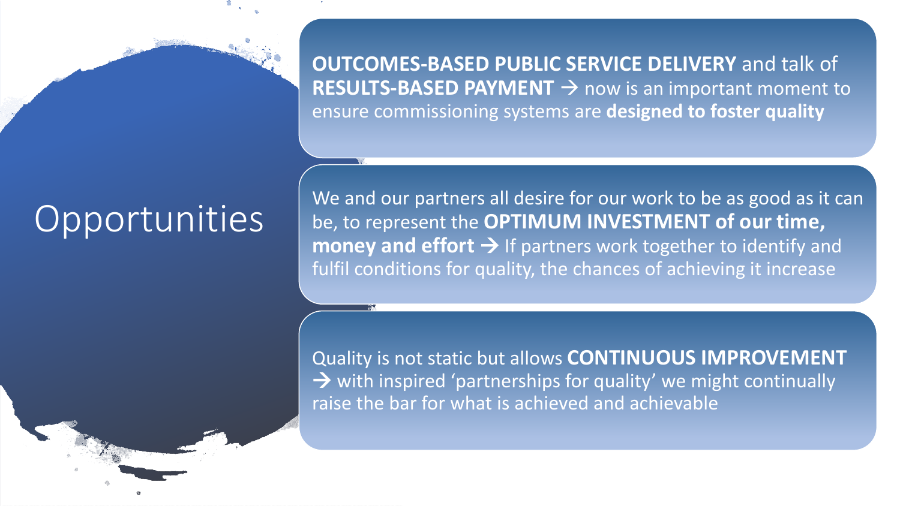# Opportunities

**OUTCOMES-BASED PUBLIC SERVICE DELIVERY** and talk of **RESULTS-BASED PAYMENT** → now is an important moment to ensure commissioning systems are **designed to foster quality**

We and our partners all desire for our work to be as good as it can be, to represent the **OPTIMUM INVESTMENT of our time, money and effort** → If partners work together to identify and fulfil conditions for quality, the chances of achieving it increase

Quality is not static but allows **CONTINUOUS IMPROVEMENT** → with inspired 'partnerships for quality' we might continually raise the bar for what is achieved and achievable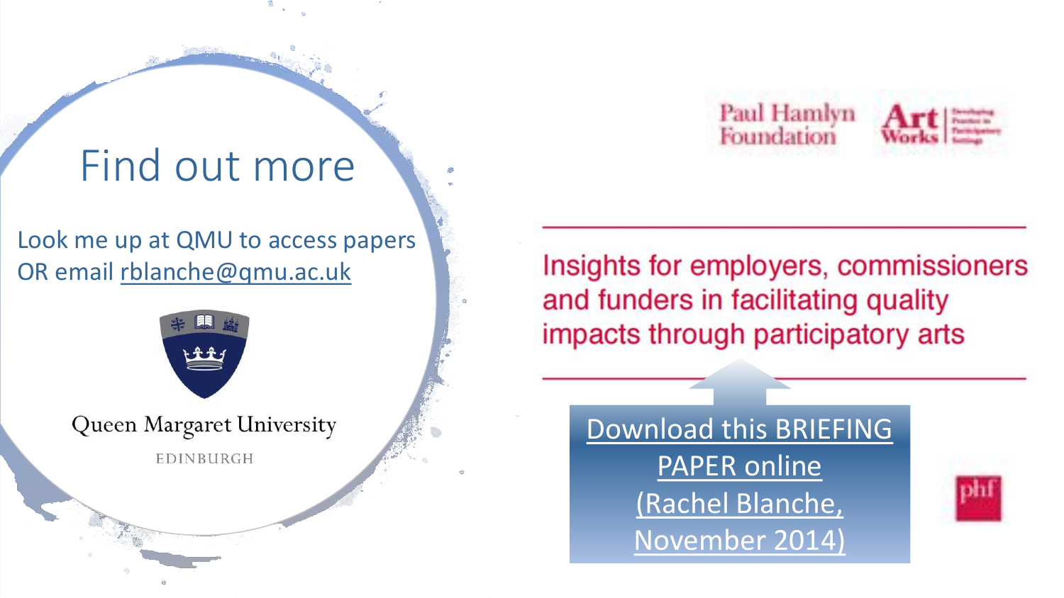# Find out more

Look me up at QMU to access papers OR email rblanche@qmu.ac.uk

Queen Margaret University

EDINBURGH

Paul Hamlyn Foundation

Art Works

Insights for employers, commissioners and funders in facilitating quality impacts through participatory arts

Download this BRIEFING PAPER online (Rachel Blanche, November 2014)

phf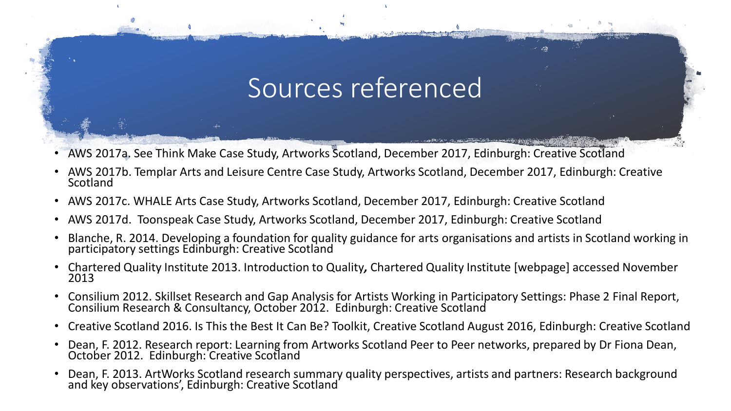# Sources referenced

- AWS 2017a. See Think Make Case Study, Artworks Scotland, December 2017, Edinburgh: Creative Scotland
- AWS 2017b. Templar Arts and Leisure Centre Case Study, Artworks Scotland, December 2017, Edinburgh: Creative Scotland
- AWS 2017c. WHALE Arts Case Study, Artworks Scotland, December 2017, Edinburgh: Creative Scotland
- AWS 2017d. Toonspeak Case Study, Artworks Scotland, December 2017, Edinburgh: Creative Scotland
- Blanche, R. 2014. Developing a foundation for quality guidance for arts organisations and artists in Scotland working in participatory settings Edinburgh: Creative Scotland
- Chartered Quality Institute 2013. Introduction to Quality**,** Chartered Quality Institute [webpage] accessed November 2013
- Consilium 2012. Skillset Research and Gap Analysis for Artists Working in Participatory Settings: Phase 2 Final Report, Consilium Research & Consultancy, October 2012. Edinburgh: Creative Scotland
- Creative Scotland 2016. Is This the Best It Can Be? Toolkit, Creative Scotland August 2016, Edinburgh: Creative Scotland
- Dean, F. 2012. Research report: Learning from Artworks Scotland Peer to Peer networks, prepared by Dr Fiona Dean, October 2012. Edinburgh: Creative Scotland
- Dean, F. 2013. ArtWorks Scotland research summary quality perspectives, artists and partners: Research background and key observations', Edinburgh: Creative Scotland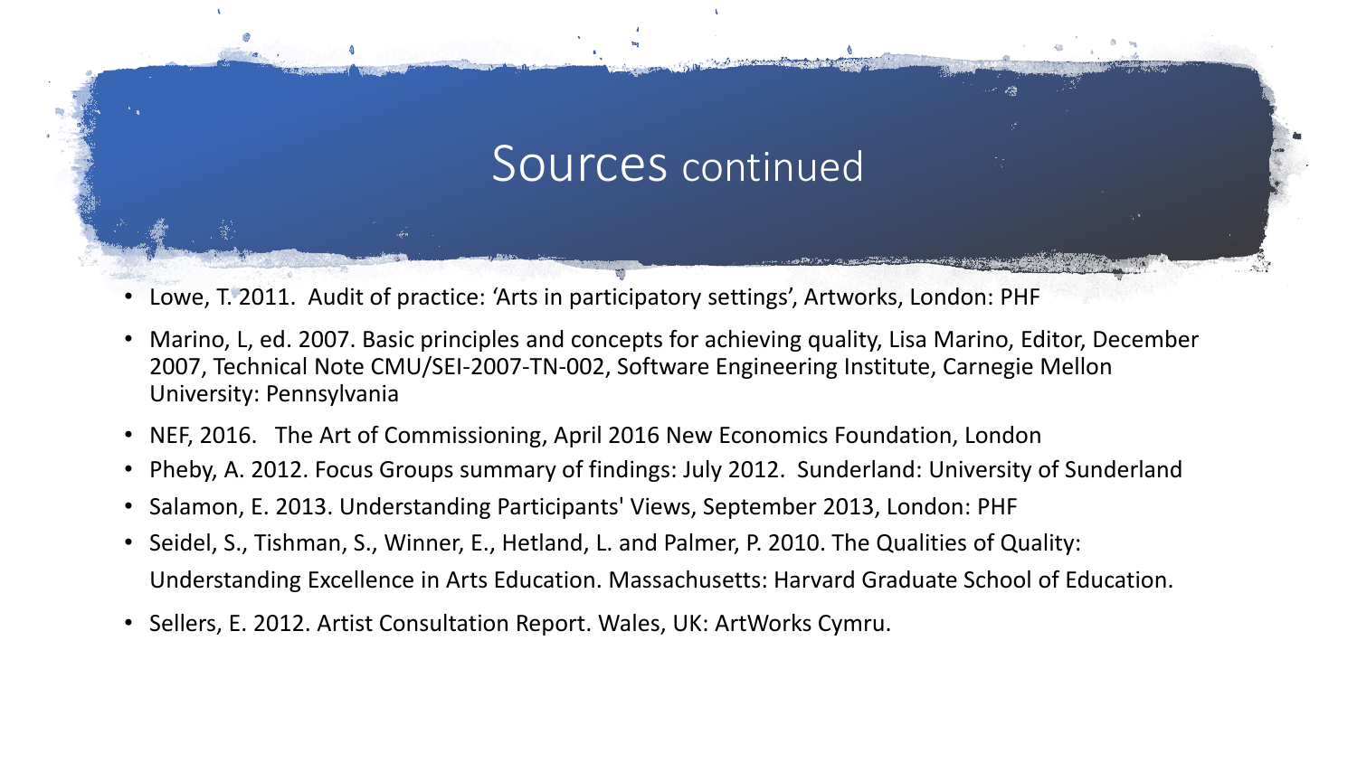# Sources continued

- Lowe, T. 2011. Audit of practice: 'Arts in participatory settings', Artworks, London: PHF
- Marino, L, ed. 2007. Basic principles and concepts for achieving quality, Lisa Marino, Editor, December 2007, Technical Note CMU/SEI-2007-TN-002, Software Engineering Institute, Carnegie Mellon University: Pennsylvania
- NEF, 2016. The Art of Commissioning, April 2016 New Economics Foundation, London
- Pheby, A. 2012. Focus Groups summary of findings: July 2012. Sunderland: University of Sunderland
- Salamon, E. 2013. Understanding Participants' Views, September 2013, London: PHF
- Seidel, S., Tishman, S., Winner, E., Hetland, L. and Palmer, P. 2010. The Qualities of Quality: Understanding Excellence in Arts Education. Massachusetts: Harvard Graduate School of Education.
- Sellers, E. 2012. Artist Consultation Report. Wales, UK: ArtWorks Cymru.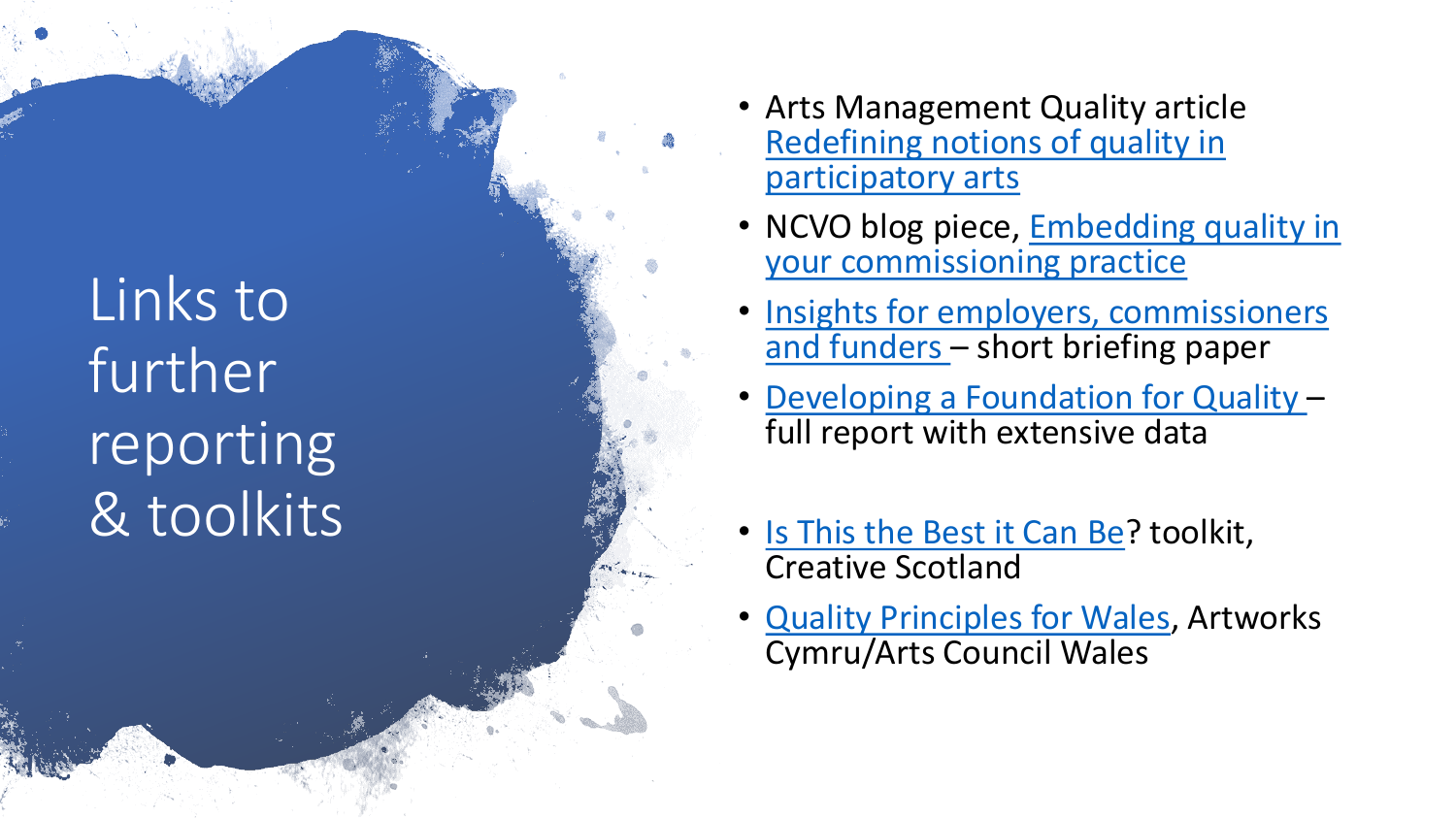# Links to further reporting & toolkits

- Arts Management Quality article Redefining notions of quality in participatory arts
- NCVO blog piece, Embedding quality in your commissioning practice
- Insights for employers, commissioners and funders – short briefing paper
- Developing a Foundation for Quality – full report with extensive data
- Is This the Best it Can Be? toolkit, Creative Scotland
- Quality Principles for Wales, Artworks Cymru/Arts Council Wales